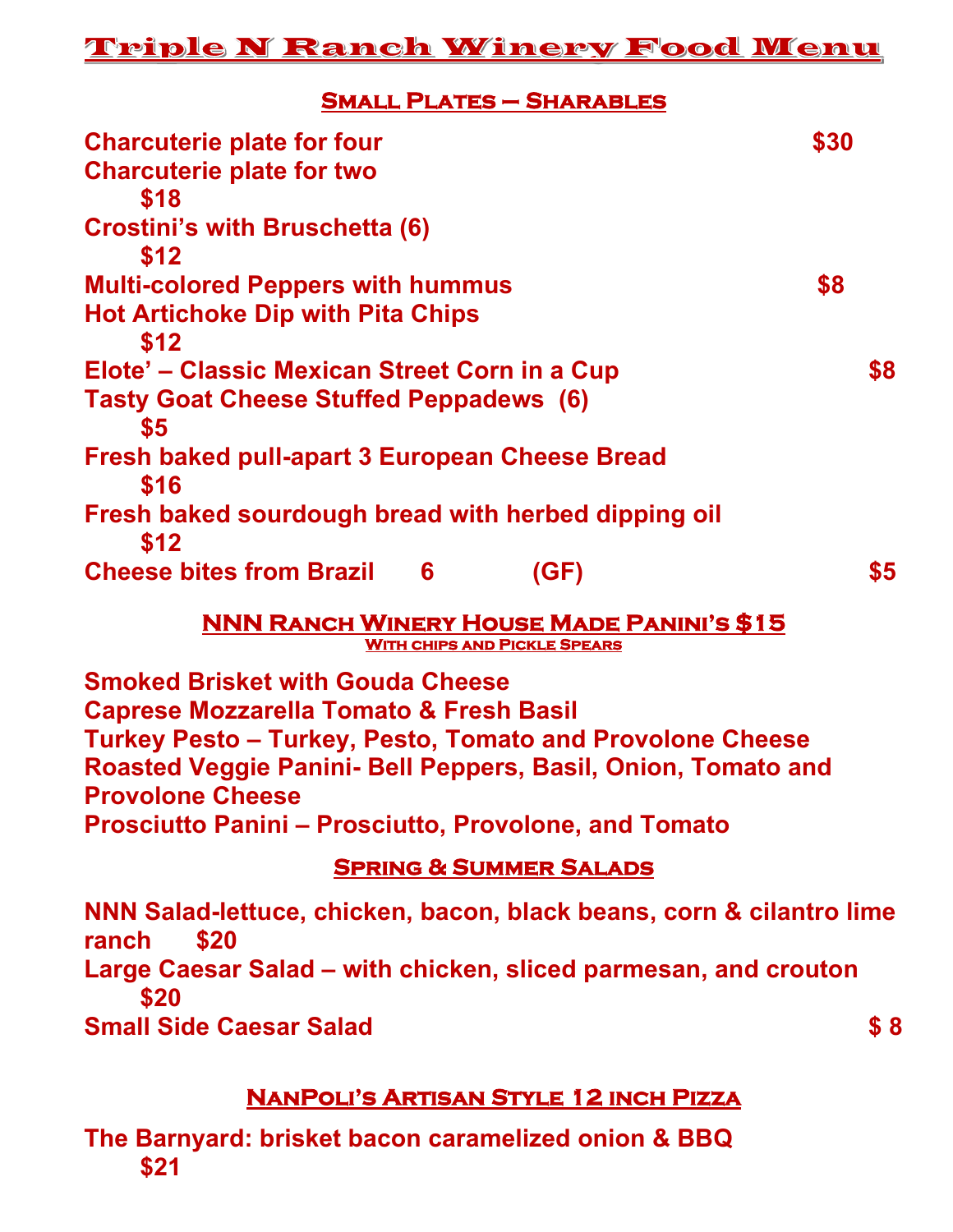# Triple N Ranch Winery Food Menu

## Small Plates – Sharables

**Charcuterie plate for four** $30
**Charcuterie plate for two** $18
**Crostini's with Bruschetta (6)** $12
**Multi-colored Peppers with hummus** $8
**Hot Artichoke Dip with Pita Chips** $12
**Elote' – Classic Mexican Street Corn in a Cup** $8
**Tasty Goat Cheese Stuffed Peppadews (6)** $5
**Fresh baked pull-apart 3 European Cheese Bread** $16
**Fresh baked sourdough bread with herbed dipping oil** $12
**Cheese bites from Brazil 6 (GF)** $5

## NNN Ranch Winery House Made Panini's $15

### With chips and Pickle Spears

**Smoked Brisket with Gouda Cheese**
**Caprese Mozzarella Tomato & Fresh Basil**
**Turkey Pesto – Turkey, Pesto, Tomato and Provolone Cheese**
**Roasted Veggie Panini- Bell Peppers, Basil, Onion, Tomato and Provolone Cheese**
**Prosciutto Panini – Prosciutto, Provolone, and Tomato**

## Spring & Summer Salads

**NNN Salad-lettuce, chicken, bacon, black beans, corn & cilantro lime ranch** $20
**Large Caesar Salad – with chicken, sliced parmesan, and crouton** $20
**Small Side Caesar Salad** $ 8

## NanPoli's Artisan Style 12 inch Pizza

**The Barnyard: brisket bacon caramelized onion & BBQ** $21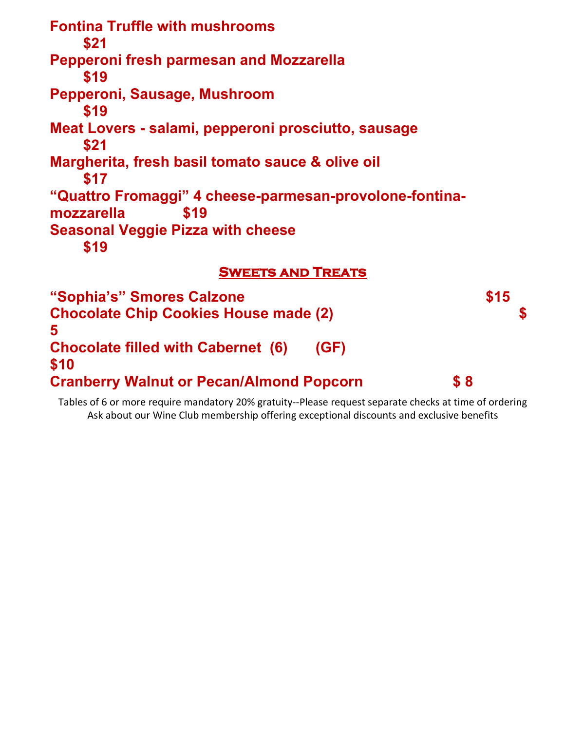**Fontina Truffle with mushrooms**
**$21**

**Pepperoni fresh parmesan and Mozzarella**
**$19**

**Pepperoni, Sausage, Mushroom**
**$19**

**Meat Lovers - salami, pepperoni prosciutto, sausage**
**$21**

**Margherita, fresh basil tomato sauce & olive oil**
**$17**

**"Quattro Fromaggi" 4 cheese-parmesan-provolone-fontina-mozzarella $19**

**Seasonal Veggie Pizza with cheese**
**$19**

## Sweets and Treats

**"Sophia's" Smores Calzone $15**

**Chocolate Chip Cookies House made (2) $ 5**

**Chocolate filled with Cabernet (6) (GF) $10**

**Cranberry Walnut or Pecan/Almond Popcorn $ 8**

Tables of 6 or more require mandatory 20% gratuity--Please request separate checks at time of ordering
Ask about our Wine Club membership offering exceptional discounts and exclusive benefits